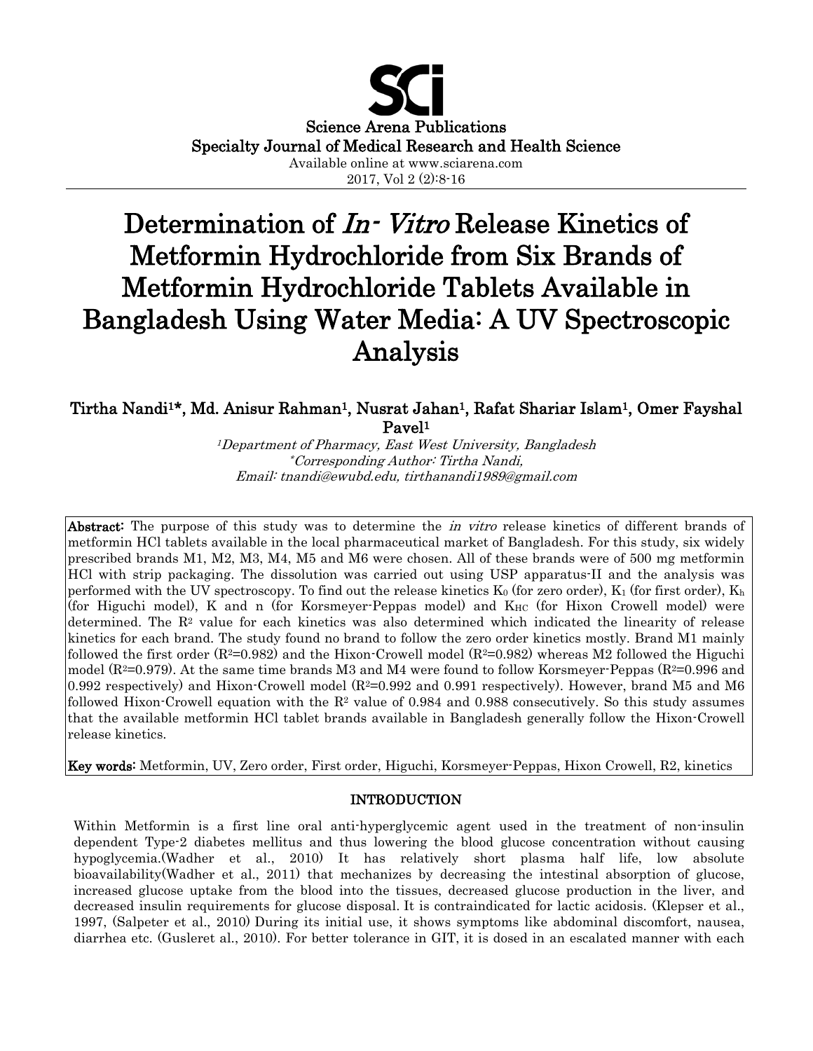Science Arena Publications
Specialty Journal of Medical Research and Health Science
Available online at www.sciarena.com
2017, Vol 2 (2):8-16

# Determination of *In- Vitro* Release Kinetics of Metformin Hydrochloride from Six Brands of Metformin Hydrochloride Tablets Available in Bangladesh Using Water Media: A UV Spectroscopic Analysis

**Tirtha Nandi[1]*, Md. Anisur Rahman[1], Nusrat Jahan[1], Rafat Shariar Islam[1], Omer Fayshal Pavel[1]**

*[1]Department of Pharmacy, East West University, Bangladesh*
*\*Corresponding Author: Tirtha Nandi,*
*Email: tnandi@ewubd.edu, tirthanandi1989@gmail.com*

**Abstract:** The purpose of this study was to determine the *in vitro* release kinetics of different brands of metformin HCl tablets available in the local pharmaceutical market of Bangladesh. For this study, six widely prescribed brands M1, M2, M3, M4, M5 and M6 were chosen. All of these brands were of 500 mg metformin HCl with strip packaging. The dissolution was carried out using USP apparatus-II and the analysis was performed with the UV spectroscopy. To find out the release kinetics $K_0$ (for zero order), $K_1$ (for first order), $K_h$ (for Higuchi model), K and n (for Korsmeyer-Peppas model) and $K_{HC}$ (for Hixon Crowell model) were determined. The $R^2$ value for each kinetics was also determined which indicated the linearity of release kinetics for each brand. The study found no brand to follow the zero order kinetics mostly. Brand M1 mainly followed the first order ($R^2$=0.982) and the Hixon-Crowell model ($R^2$=0.982) whereas M2 followed the Higuchi model ($R^2$=0.979). At the same time brands M3 and M4 were found to follow Korsmeyer-Peppas ($R^2$=0.996 and 0.992 respectively) and Hixon-Crowell model ($R^2$=0.992 and 0.991 respectively). However, brand M5 and M6 followed Hixon-Crowell equation with the $R^2$ value of 0.984 and 0.988 consecutively. So this study assumes that the available metformin HCl tablet brands available in Bangladesh generally follow the Hixon-Crowell release kinetics.

**Key words:** Metformin, UV, Zero order, First order, Higuchi, Korsmeyer-Peppas, Hixon Crowell, R2, kinetics

## INTRODUCTION

Within Metformin is a first line oral anti-hyperglycemic agent used in the treatment of non-insulin dependent Type-2 diabetes mellitus and thus lowering the blood glucose concentration without causing hypoglycemia.(Wadher et al., 2010) It has relatively short plasma half life, low absolute bioavailability(Wadher et al., 2011) that mechanizes by decreasing the intestinal absorption of glucose, increased glucose uptake from the blood into the tissues, decreased glucose production in the liver, and decreased insulin requirements for glucose disposal. It is contraindicated for lactic acidosis. (Klepser et al., 1997, (Salpeter et al., 2010) During its initial use, it shows symptoms like abdominal discomfort, nausea, diarrhea etc. (Gusleret al., 2010). For better tolerance in GIT, it is dosed in an escalated manner with each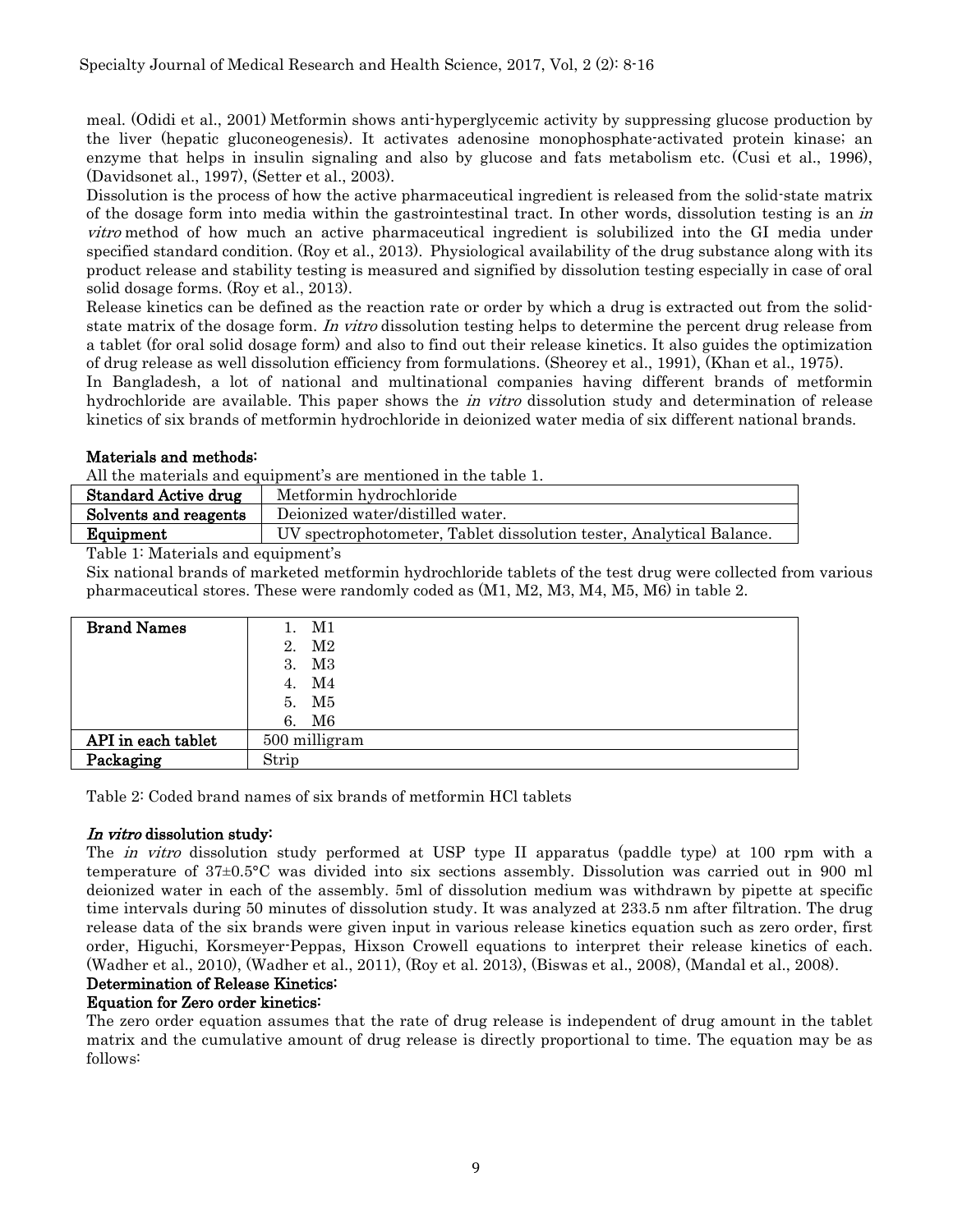meal. (Odidi et al., 2001) Metformin shows anti-hyperglycemic activity by suppressing glucose production by the liver (hepatic gluconeogenesis). It activates adenosine monophosphate-activated protein kinase; an enzyme that helps in insulin signaling and also by glucose and fats metabolism etc. (Cusi et al., 1996), (Davidsonet al., 1997), (Setter et al., 2003).

Dissolution is the process of how the active pharmaceutical ingredient is released from the solid-state matrix of the dosage form into media within the gastrointestinal tract. In other words, dissolution testing is an *in vitro* method of how much an active pharmaceutical ingredient is solubilized into the GI media under specified standard condition. (Roy et al., 2013). Physiological availability of the drug substance along with its product release and stability testing is measured and signified by dissolution testing especially in case of oral solid dosage forms. (Roy et al., 2013).

Release kinetics can be defined as the reaction rate or order by which a drug is extracted out from the solid-state matrix of the dosage form. *In vitro* dissolution testing helps to determine the percent drug release from a tablet (for oral solid dosage form) and also to find out their release kinetics. It also guides the optimization of drug release as well dissolution efficiency from formulations. (Sheorey et al., 1991), (Khan et al., 1975).

In Bangladesh, a lot of national and multinational companies having different brands of metformin hydrochloride are available. This paper shows the *in vitro* dissolution study and determination of release kinetics of six brands of metformin hydrochloride in deionized water media of six different national brands.

## Materials and methods:

All the materials and equipment's are mentioned in the table 1.

| **Standard Active drug** | Metformin hydrochloride |
|---|---|
| **Solvents and reagents** | Deionized water/distilled water. |
| **Equipment** | UV spectrophotometer, Tablet dissolution tester, Analytical Balance. |

Table 1: Materials and equipment's

Six national brands of marketed metformin hydrochloride tablets of the test drug were collected from various pharmaceutical stores. These were randomly coded as (M1, M2, M3, M4, M5, M6) in table 2.

| **Brand Names** | 1. M1<br>2. M2<br>3. M3<br>4. M4<br>5. M5<br>6. M6 |
|---|---|
| **API in each tablet** | 500 milligram |
| **Packaging** | Strip |

Table 2: Coded brand names of six brands of metformin HCl tablets

### *In vitro* dissolution study:

The *in vitro* dissolution study performed at USP type II apparatus (paddle type) at 100 rpm with a temperature of 37±0.5°C was divided into six sections assembly. Dissolution was carried out in 900 ml deionized water in each of the assembly. 5ml of dissolution medium was withdrawn by pipette at specific time intervals during 50 minutes of dissolution study. It was analyzed at 233.5 nm after filtration. The drug release data of the six brands were given input in various release kinetics equation such as zero order, first order, Higuchi, Korsmeyer-Peppas, Hixson Crowell equations to interpret their release kinetics of each. (Wadher et al., 2010), (Wadher et al., 2011), (Roy et al. 2013), (Biswas et al., 2008), (Mandal et al., 2008).

### Determination of Release Kinetics:

### Equation for Zero order kinetics:

The zero order equation assumes that the rate of drug release is independent of drug amount in the tablet matrix and the cumulative amount of drug release is directly proportional to time. The equation may be as follows: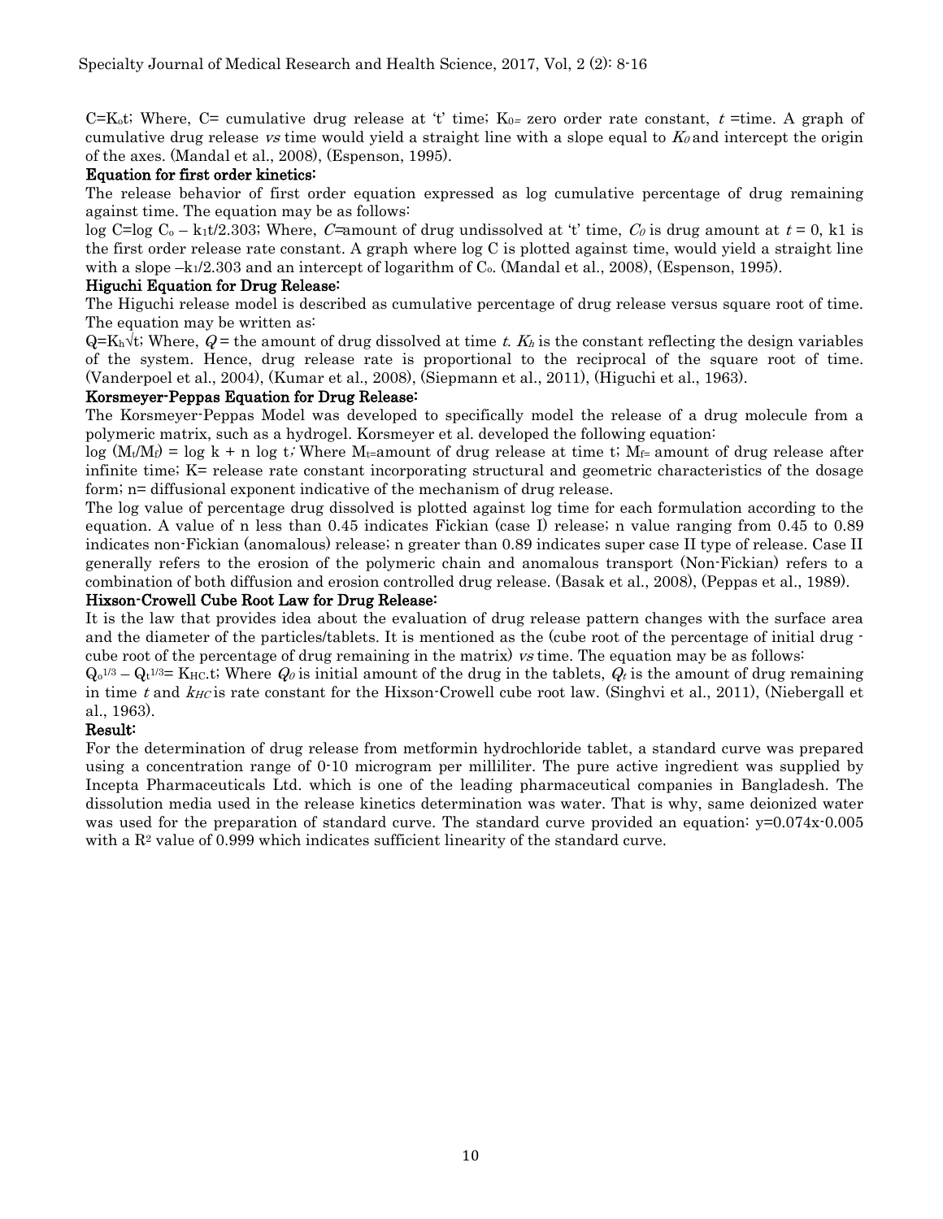$C=K_o t$; Where, C= cumulative drug release at 't' time; $K_0$= zero order rate constant, $t$ =time. A graph of cumulative drug release *vs* time would yield a straight line with a slope equal to $K_0$ and intercept the origin of the axes. (Mandal et al., 2008), (Espenson, 1995).

**Equation for first order kinetics:**

The release behavior of first order equation expressed as log cumulative percentage of drug remaining against time. The equation may be as follows:

$\log C = \log C_o - k_1 t/2.303$; Where, $C$=amount of drug undissolved at 't' time, $C_0$ is drug amount at $t = 0$, k1 is the first order release rate constant. A graph where log C is plotted against time, would yield a straight line with a slope $-k_1/2.303$ and an intercept of logarithm of $C_o$. (Mandal et al., 2008), (Espenson, 1995).

**Higuchi Equation for Drug Release:**

The Higuchi release model is described as cumulative percentage of drug release versus square root of time. The equation may be written as:

$Q=K_h\sqrt{t}$; Where, $Q$ = the amount of drug dissolved at time $t$. $K_h$ is the constant reflecting the design variables of the system. Hence, drug release rate is proportional to the reciprocal of the square root of time. (Vanderpoel et al., 2004), (Kumar et al., 2008), (Siepmann et al., 2011), (Higuchi et al., 1963).

**Korsmeyer-Peppas Equation for Drug Release:**

The Korsmeyer-Peppas Model was developed to specifically model the release of a drug molecule from a polymeric matrix, such as a hydrogel. Korsmeyer et al. developed the following equation:

$\log (M_t/M_f) = \log k + n \log t$; Where $M_t$=amount of drug release at time t; $M_f$= amount of drug release after infinite time; K= release rate constant incorporating structural and geometric characteristics of the dosage form; n= diffusional exponent indicative of the mechanism of drug release.

The log value of percentage drug dissolved is plotted against log time for each formulation according to the equation. A value of n less than 0.45 indicates Fickian (case I) release; n value ranging from 0.45 to 0.89 indicates non-Fickian (anomalous) release; n greater than 0.89 indicates super case II type of release. Case II generally refers to the erosion of the polymeric chain and anomalous transport (Non-Fickian) refers to a combination of both diffusion and erosion controlled drug release. (Basak et al., 2008), (Peppas et al., 1989).

**Hixson-Crowell Cube Root Law for Drug Release:**

It is the law that provides idea about the evaluation of drug release pattern changes with the surface area and the diameter of the particles/tablets. It is mentioned as the (cube root of the percentage of initial drug - cube root of the percentage of drug remaining in the matrix) *vs* time. The equation may be as follows:

$Q_o^{1/3} - Q_t^{1/3} = K_{HC}.t$; Where $Q_0$ is initial amount of the drug in the tablets, $Q_t$ is the amount of drug remaining in time $t$ and $k_{HC}$ is rate constant for the Hixson-Crowell cube root law. (Singhvi et al., 2011), (Niebergall et al., 1963).

**Result:**

For the determination of drug release from metformin hydrochloride tablet, a standard curve was prepared using a concentration range of 0-10 microgram per milliliter. The pure active ingredient was supplied by Incepta Pharmaceuticals Ltd. which is one of the leading pharmaceutical companies in Bangladesh. The dissolution media used in the release kinetics determination was water. That is why, same deionized water was used for the preparation of standard curve. The standard curve provided an equation: $y=0.074x-0.005$ with a $R^2$ value of 0.999 which indicates sufficient linearity of the standard curve.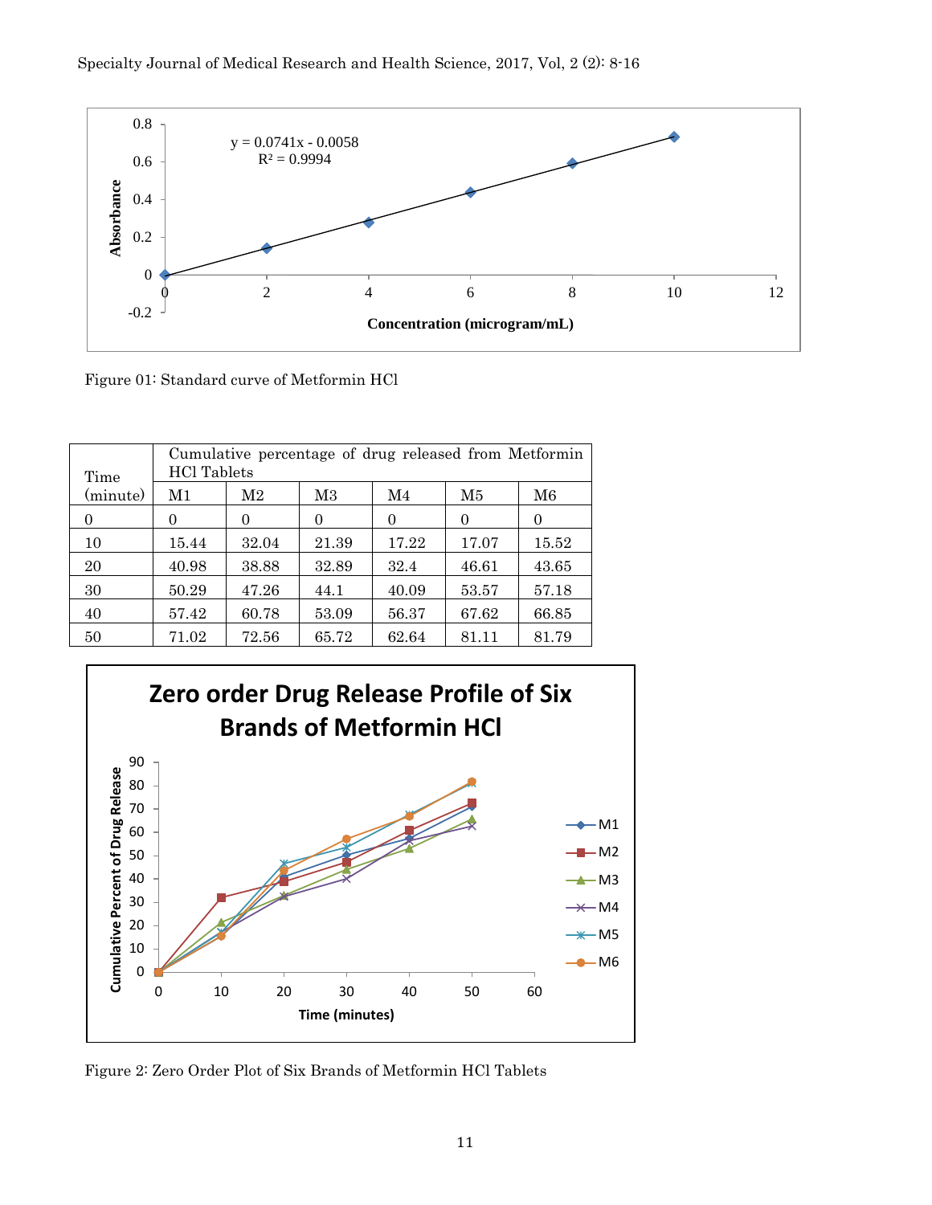Figure 01: Standard curve of Metformin HCl

| Time (minute) | Cumulative percentage of drug released from Metformin HCl Tablets | | | | | |
|---|---|---|---|---|---|---|
| | M1 | M2 | M3 | M4 | M5 | M6 |
| 0 | 0 | 0 | 0 | 0 | 0 | 0 |
| 10 | 15.44 | 32.04 | 21.39 | 17.22 | 17.07 | 15.52 |
| 20 | 40.98 | 38.88 | 32.89 | 32.4 | 46.61 | 43.65 |
| 30 | 50.29 | 47.26 | 44.1 | 40.09 | 53.57 | 57.18 |
| 40 | 57.42 | 60.78 | 53.09 | 56.37 | 67.62 | 66.85 |
| 50 | 71.02 | 72.56 | 65.72 | 62.64 | 81.11 | 81.79 |

Figure 2: Zero Order Plot of Six Brands of Metformin HCl Tablets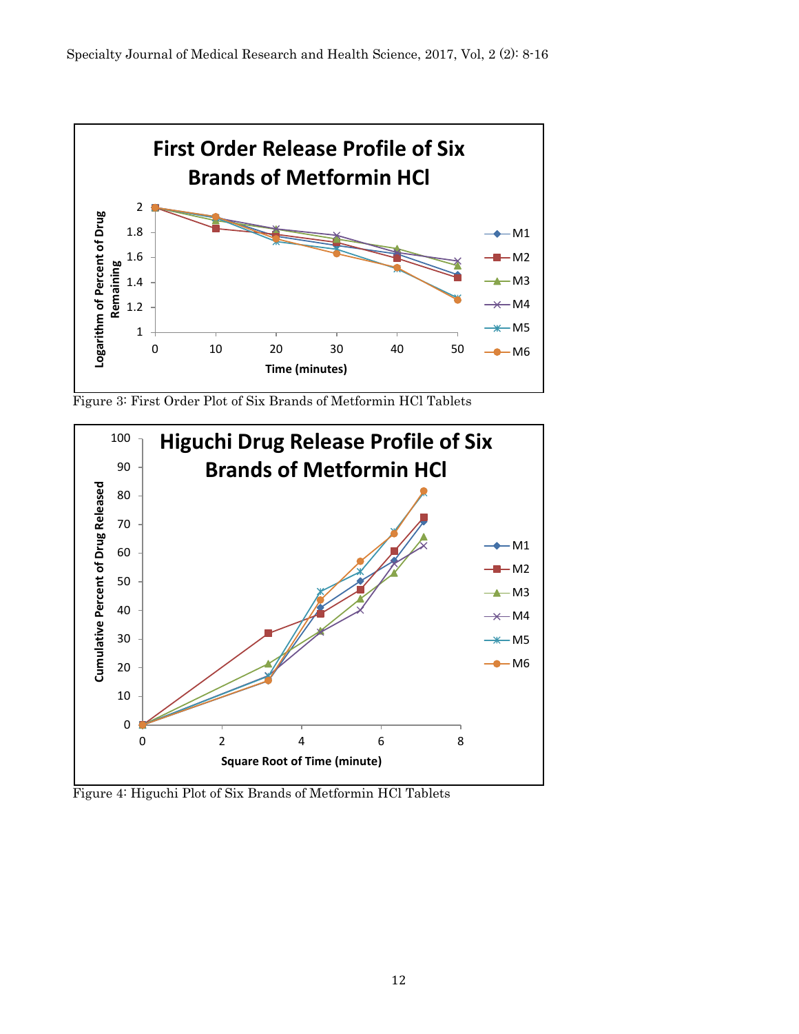Figure 3: First Order Plot of Six Brands of Metformin HCl Tablets

Figure 4: Higuchi Plot of Six Brands of Metformin HCl Tablets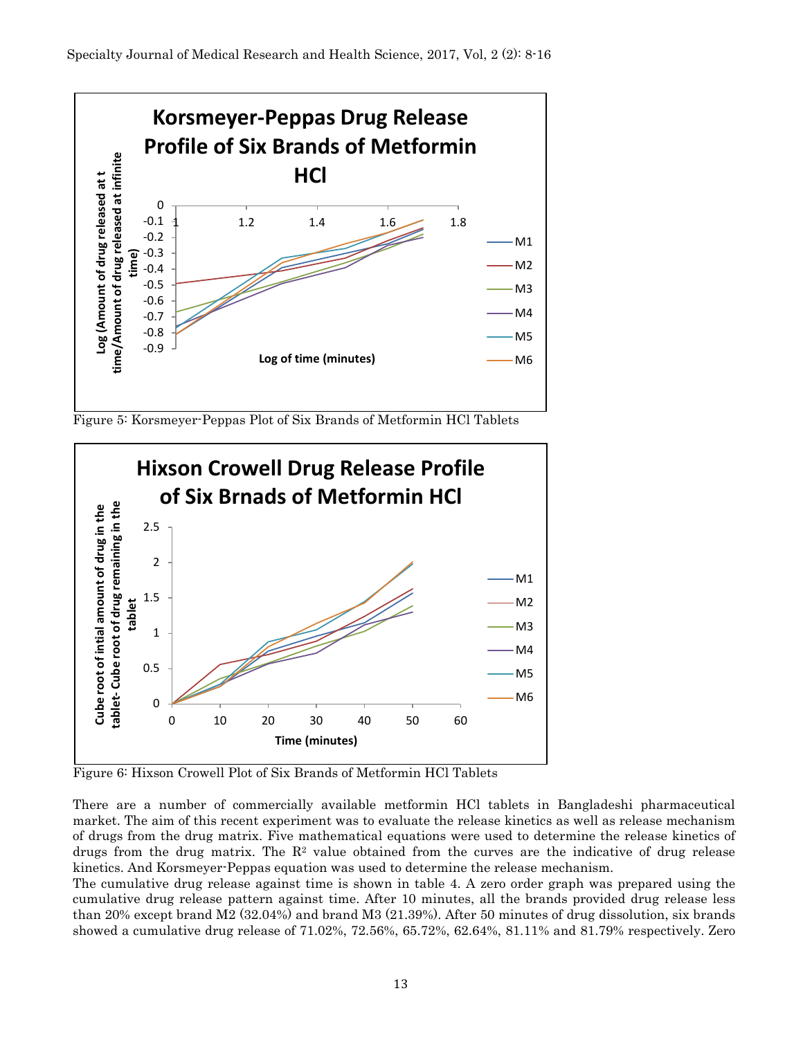Figure 5: Korsmeyer-Peppas Plot of Six Brands of Metformin HCl Tablets

Figure 6: Hixson Crowell Plot of Six Brands of Metformin HCl Tablets

There are a number of commercially available metformin HCl tablets in Bangladeshi pharmaceutical market. The aim of this recent experiment was to evaluate the release kinetics as well as release mechanism of drugs from the drug matrix. Five mathematical equations were used to determine the release kinetics of drugs from the drug matrix. The $R^2$ value obtained from the curves are the indicative of drug release kinetics. And Korsmeyer-Peppas equation was used to determine the release mechanism.

The cumulative drug release against time is shown in table 4. A zero order graph was prepared using the cumulative drug release pattern against time. After 10 minutes, all the brands provided drug release less than 20% except brand M2 (32.04%) and brand M3 (21.39%). After 50 minutes of drug dissolution, six brands showed a cumulative drug release of 71.02%, 72.56%, 65.72%, 62.64%, 81.11% and 81.79% respectively. Zero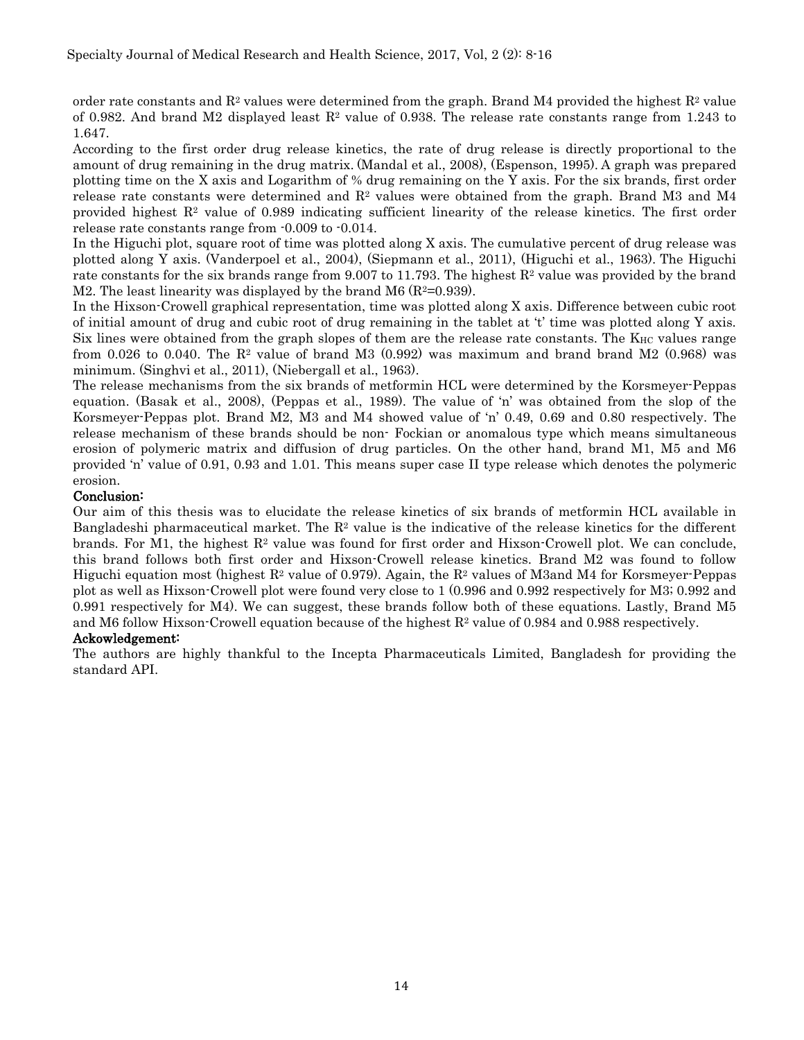order rate constants and $R^2$ values were determined from the graph. Brand M4 provided the highest $R^2$ value of 0.982. And brand M2 displayed least $R^2$ value of 0.938. The release rate constants range from 1.243 to 1.647.

According to the first order drug release kinetics, the rate of drug release is directly proportional to the amount of drug remaining in the drug matrix. (Mandal et al., 2008), (Espenson, 1995). A graph was prepared plotting time on the X axis and Logarithm of % drug remaining on the Y axis. For the six brands, first order release rate constants were determined and $R^2$ values were obtained from the graph. Brand M3 and M4 provided highest $R^2$ value of 0.989 indicating sufficient linearity of the release kinetics. The first order release rate constants range from -0.009 to -0.014.

In the Higuchi plot, square root of time was plotted along X axis. The cumulative percent of drug release was plotted along Y axis. (Vanderpoel et al., 2004), (Siepmann et al., 2011), (Higuchi et al., 1963). The Higuchi rate constants for the six brands range from 9.007 to 11.793. The highest $R^2$ value was provided by the brand M2. The least linearity was displayed by the brand M6 ($R^2$=0.939).

In the Hixson-Crowell graphical representation, time was plotted along X axis. Difference between cubic root of initial amount of drug and cubic root of drug remaining in the tablet at 't' time was plotted along Y axis. Six lines were obtained from the graph slopes of them are the release rate constants. The $K_{HC}$ values range from 0.026 to 0.040. The $R^2$ value of brand M3 (0.992) was maximum and brand brand M2 (0.968) was minimum. (Singhvi et al., 2011), (Niebergall et al., 1963).

The release mechanisms from the six brands of metformin HCL were determined by the Korsmeyer-Peppas equation. (Basak et al., 2008), (Peppas et al., 1989). The value of 'n' was obtained from the slop of the Korsmeyer-Peppas plot. Brand M2, M3 and M4 showed value of 'n' 0.49, 0.69 and 0.80 respectively. The release mechanism of these brands should be non- Fockian or anomalous type which means simultaneous erosion of polymeric matrix and diffusion of drug particles. On the other hand, brand M1, M5 and M6 provided 'n' value of 0.91, 0.93 and 1.01. This means super case II type release which denotes the polymeric erosion.

## Conclusion:

Our aim of this thesis was to elucidate the release kinetics of six brands of metformin HCL available in Bangladeshi pharmaceutical market. The $R^2$ value is the indicative of the release kinetics for the different brands. For M1, the highest $R^2$ value was found for first order and Hixson-Crowell plot. We can conclude, this brand follows both first order and Hixson-Crowell release kinetics. Brand M2 was found to follow Higuchi equation most (highest $R^2$ value of 0.979). Again, the $R^2$ values of M3and M4 for Korsmeyer-Peppas plot as well as Hixson-Crowell plot were found very close to 1 (0.996 and 0.992 respectively for M3; 0.992 and 0.991 respectively for M4). We can suggest, these brands follow both of these equations. Lastly, Brand M5 and M6 follow Hixson-Crowell equation because of the highest $R^2$ value of 0.984 and 0.988 respectively.

## Ackowledgement:

The authors are highly thankful to the Incepta Pharmaceuticals Limited, Bangladesh for providing the standard API.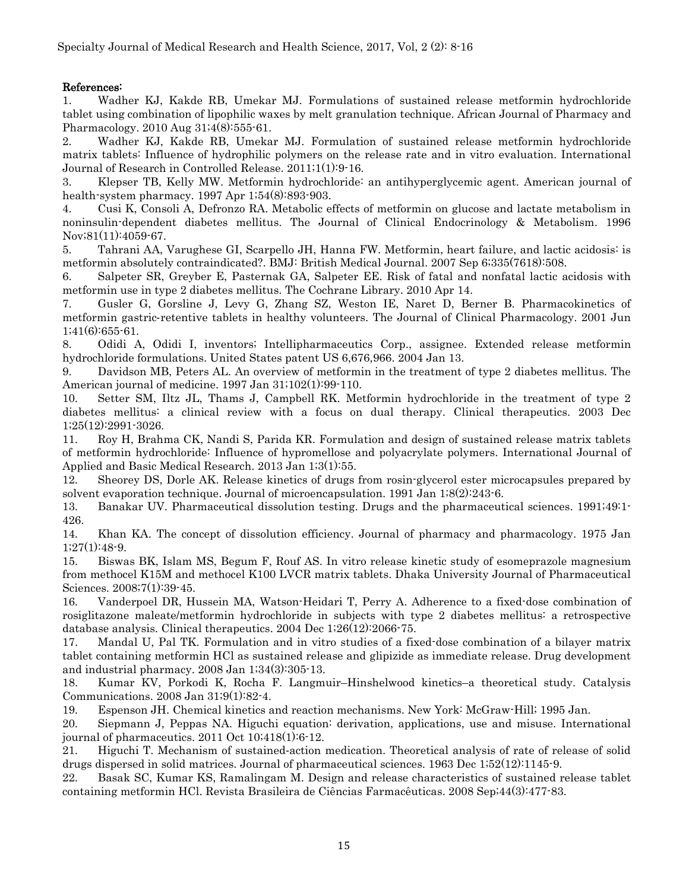## References:

1. Wadher KJ, Kakde RB, Umekar MJ. Formulations of sustained release metformin hydrochloride tablet using combination of lipophilic waxes by melt granulation technique. African Journal of Pharmacy and Pharmacology. 2010 Aug 31;4(8):555-61.
2. Wadher KJ, Kakde RB, Umekar MJ. Formulation of sustained release metformin hydrochloride matrix tablets: Influence of hydrophilic polymers on the release rate and in vitro evaluation. International Journal of Research in Controlled Release. 2011;1(1):9-16.
3. Klepser TB, Kelly MW. Metformin hydrochloride: an antihyperglycemic agent. American journal of health-system pharmacy. 1997 Apr 1;54(8):893-903.
4. Cusi K, Consoli A, Defronzo RA. Metabolic effects of metformin on glucose and lactate metabolism in noninsulin-dependent diabetes mellitus. The Journal of Clinical Endocrinology & Metabolism. 1996 Nov;81(11):4059-67.
5. Tahrani AA, Varughese GI, Scarpello JH, Hanna FW. Metformin, heart failure, and lactic acidosis: is metformin absolutely contraindicated?. BMJ: British Medical Journal. 2007 Sep 6;335(7618):508.
6. Salpeter SR, Greyber E, Pasternak GA, Salpeter EE. Risk of fatal and nonfatal lactic acidosis with metformin use in type 2 diabetes mellitus. The Cochrane Library. 2010 Apr 14.
7. Gusler G, Gorsline J, Levy G, Zhang SZ, Weston IE, Naret D, Berner B. Pharmacokinetics of metformin gastric-retentive tablets in healthy volunteers. The Journal of Clinical Pharmacology. 2001 Jun 1;41(6):655-61.
8. Odidi A, Odidi I, inventors; Intellipharmaceutics Corp., assignee. Extended release metformin hydrochloride formulations. United States patent US 6,676,966. 2004 Jan 13.
9. Davidson MB, Peters AL. An overview of metformin in the treatment of type 2 diabetes mellitus. The American journal of medicine. 1997 Jan 31;102(1):99-110.
10. Setter SM, Iltz JL, Thams J, Campbell RK. Metformin hydrochloride in the treatment of type 2 diabetes mellitus: a clinical review with a focus on dual therapy. Clinical therapeutics. 2003 Dec 1;25(12):2991-3026.
11. Roy H, Brahma CK, Nandi S, Parida KR. Formulation and design of sustained release matrix tablets of metformin hydrochloride: Influence of hypromellose and polyacrylate polymers. International Journal of Applied and Basic Medical Research. 2013 Jan 1;3(1):55.
12. Sheorey DS, Dorle AK. Release kinetics of drugs from rosin-glycerol ester microcapsules prepared by solvent evaporation technique. Journal of microencapsulation. 1991 Jan 1;8(2):243-6.
13. Banakar UV. Pharmaceutical dissolution testing. Drugs and the pharmaceutical sciences. 1991;49:1-426.
14. Khan KA. The concept of dissolution efficiency. Journal of pharmacy and pharmacology. 1975 Jan 1;27(1):48-9.
15. Biswas BK, Islam MS, Begum F, Rouf AS. In vitro release kinetic study of esomeprazole magnesium from methocel K15M and methocel K100 LVCR matrix tablets. Dhaka University Journal of Pharmaceutical Sciences. 2008;7(1):39-45.
16. Vanderpoel DR, Hussein MA, Watson-Heidari T, Perry A. Adherence to a fixed-dose combination of rosiglitazone maleate/metformin hydrochloride in subjects with type 2 diabetes mellitus: a retrospective database analysis. Clinical therapeutics. 2004 Dec 1;26(12):2066-75.
17. Mandal U, Pal TK. Formulation and in vitro studies of a fixed-dose combination of a bilayer matrix tablet containing metformin HCl as sustained release and glipizide as immediate release. Drug development and industrial pharmacy. 2008 Jan 1;34(3):305-13.
18. Kumar KV, Porkodi K, Rocha F. Langmuir–Hinshelwood kinetics–a theoretical study. Catalysis Communications. 2008 Jan 31;9(1):82-4.
19. Espenson JH. Chemical kinetics and reaction mechanisms. New York: McGraw-Hill; 1995 Jan.
20. Siepmann J, Peppas NA. Higuchi equation: derivation, applications, use and misuse. International journal of pharmaceutics. 2011 Oct 10;418(1):6-12.
21. Higuchi T. Mechanism of sustained-action medication. Theoretical analysis of rate of release of solid drugs dispersed in solid matrices. Journal of pharmaceutical sciences. 1963 Dec 1;52(12):1145-9.
22. Basak SC, Kumar KS, Ramalingam M. Design and release characteristics of sustained release tablet containing metformin HCl. Revista Brasileira de Ciências Farmacêuticas. 2008 Sep;44(3):477-83.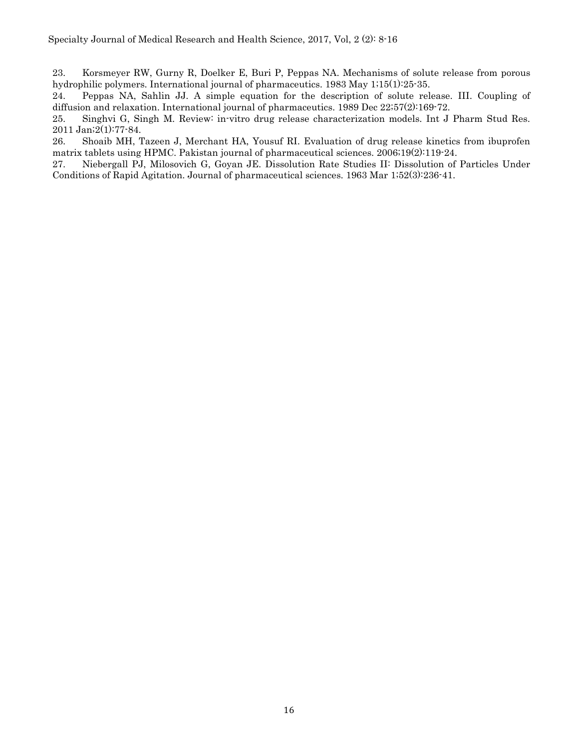23. Korsmeyer RW, Gurny R, Doelker E, Buri P, Peppas NA. Mechanisms of solute release from porous hydrophilic polymers. International journal of pharmaceutics. 1983 May 1;15(1):25-35.
24. Peppas NA, Sahlin JJ. A simple equation for the description of solute release. III. Coupling of diffusion and relaxation. International journal of pharmaceutics. 1989 Dec 22;57(2):169-72.
25. Singhvi G, Singh M. Review: in-vitro drug release characterization models. Int J Pharm Stud Res. 2011 Jan;2(1):77-84.
26. Shoaib MH, Tazeen J, Merchant HA, Yousuf RI. Evaluation of drug release kinetics from ibuprofen matrix tablets using HPMC. Pakistan journal of pharmaceutical sciences. 2006;19(2):119-24.
27. Niebergall PJ, Milosovich G, Goyan JE. Dissolution Rate Studies II: Dissolution of Particles Under Conditions of Rapid Agitation. Journal of pharmaceutical sciences. 1963 Mar 1;52(3):236-41.